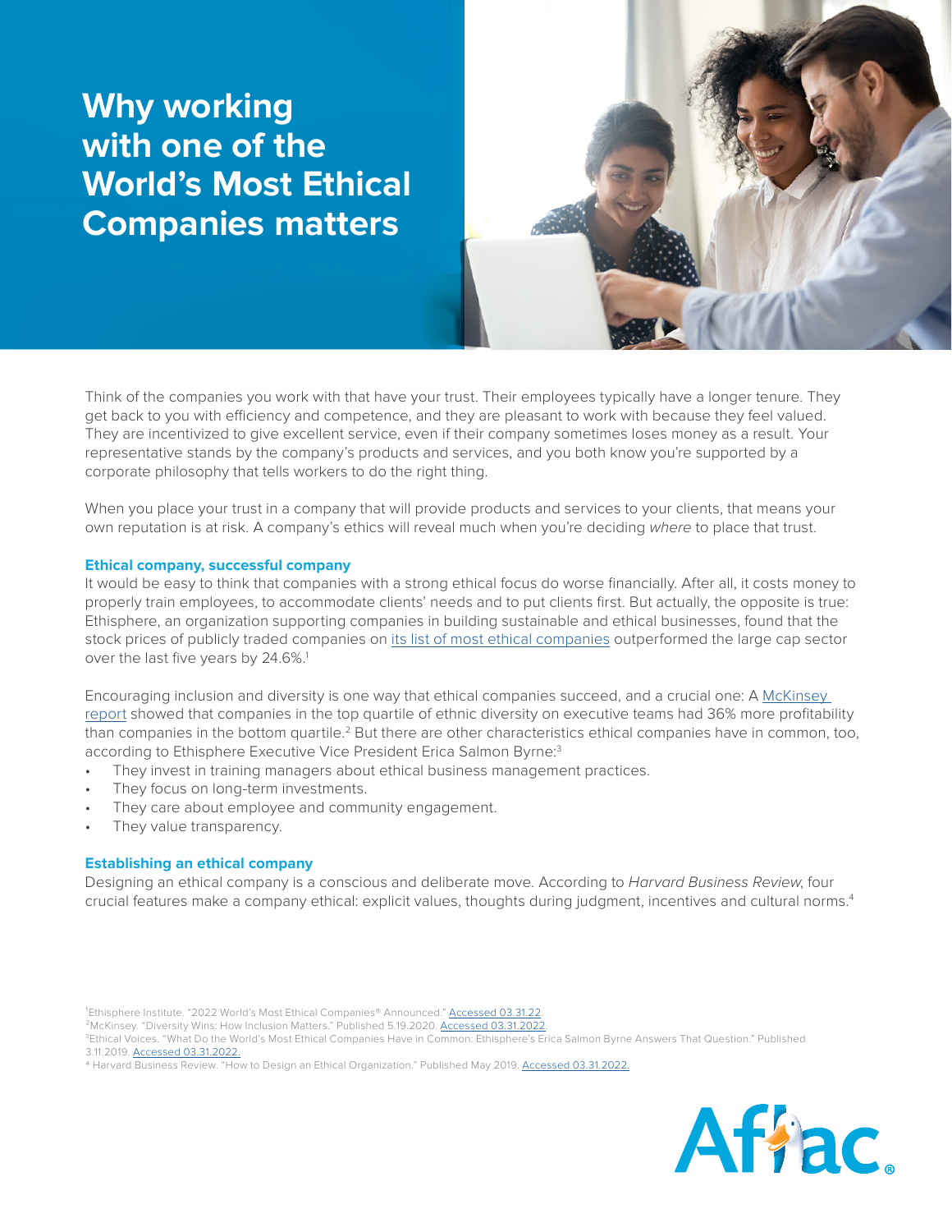# Why working with one of the World's Most Ethical Companies matters

Think of the companies you work with that have your trust. Their employees typically have a longer tenure. They get back to you with efficiency and competence, and they are pleasant to work with because they feel valued. They are incentivized to give excellent service, even if their company sometimes loses money as a result. Your representative stands by the company's products and services, and you both know you're supported by a corporate philosophy that tells workers to do the right thing.

When you place your trust in a company that will provide products and services to your clients, that means your own reputation is at risk. A company's ethics will reveal much when you're deciding *where* to place that trust.

## Ethical company, successful company

It would be easy to think that companies with a strong ethical focus do worse financially. After all, it costs money to properly train employees, to accommodate clients' needs and to put clients first. But actually, the opposite is true: Ethisphere, an organization supporting companies in building sustainable and ethical businesses, found that the stock prices of publicly traded companies on its list of most ethical companies outperformed the large cap sector over the last five years by 24.6%.[1]

Encouraging inclusion and diversity is one way that ethical companies succeed, and a crucial one: A McKinsey report showed that companies in the top quartile of ethnic diversity on executive teams had 36% more profitability than companies in the bottom quartile.[2] But there are other characteristics ethical companies have in common, too, according to Ethisphere Executive Vice President Erica Salmon Byrne:[3]

- They invest in training managers about ethical business management practices.
- They focus on long-term investments.
- They care about employee and community engagement.
- They value transparency.

## Establishing an ethical company

Designing an ethical company is a conscious and deliberate move. According to *Harvard Business Review*, four crucial features make a company ethical: explicit values, thoughts during judgment, incentives and cultural norms.[4]

[1] Ethisphere Institute. "2022 World's Most Ethical Companies® Announced." Accessed 03.31.22.
[2] McKinsey. "Diversity Wins: How Inclusion Matters." Published 5.19.2020. Accessed 03.31.2022.
[3] Ethical Voices. "What Do the World's Most Ethical Companies Have in Common: Ethisphere's Erica Salmon Byrne Answers That Question." Published 3.11.2019. Accessed 03.31.2022.
[4] Harvard Business Review. "How to Design an Ethical Organization." Published May 2019. Accessed 03.31.2022.

Aflac.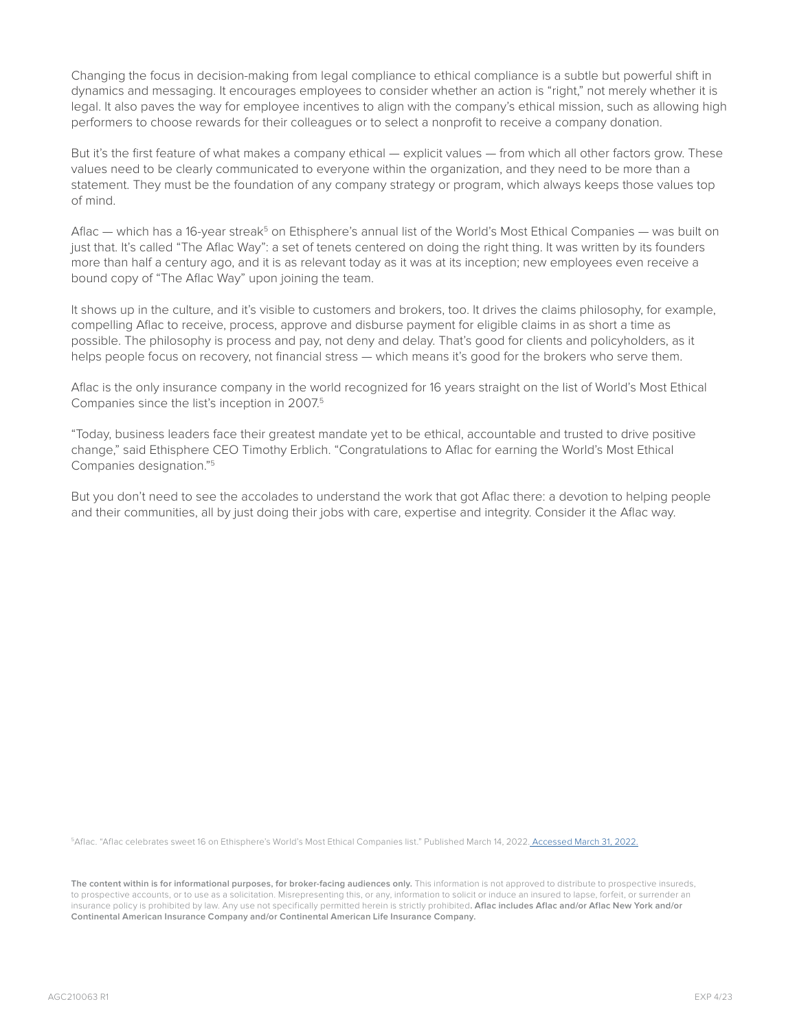Changing the focus in decision-making from legal compliance to ethical compliance is a subtle but powerful shift in dynamics and messaging. It encourages employees to consider whether an action is "right," not merely whether it is legal. It also paves the way for employee incentives to align with the company's ethical mission, such as allowing high performers to choose rewards for their colleagues or to select a nonprofit to receive a company donation.

But it's the first feature of what makes a company ethical — explicit values — from which all other factors grow. These values need to be clearly communicated to everyone within the organization, and they need to be more than a statement. They must be the foundation of any company strategy or program, which always keeps those values top of mind.

Aflac — which has a 16-year streak[5] on Ethisphere's annual list of the World's Most Ethical Companies — was built on just that. It's called "The Aflac Way": a set of tenets centered on doing the right thing. It was written by its founders more than half a century ago, and it is as relevant today as it was at its inception; new employees even receive a bound copy of "The Aflac Way" upon joining the team.

It shows up in the culture, and it's visible to customers and brokers, too. It drives the claims philosophy, for example, compelling Aflac to receive, process, approve and disburse payment for eligible claims in as short a time as possible. The philosophy is process and pay, not deny and delay. That's good for clients and policyholders, as it helps people focus on recovery, not financial stress — which means it's good for the brokers who serve them.

Aflac is the only insurance company in the world recognized for 16 years straight on the list of World's Most Ethical Companies since the list's inception in 2007.[5]

"Today, business leaders face their greatest mandate yet to be ethical, accountable and trusted to drive positive change," said Ethisphere CEO Timothy Erblich. "Congratulations to Aflac for earning the World's Most Ethical Companies designation."[5]

But you don't need to see the accolades to understand the work that got Aflac there: a devotion to helping people and their communities, all by just doing their jobs with care, expertise and integrity. Consider it the Aflac way.

[5] Aflac. "Aflac celebrates sweet 16 on Ethisphere's World's Most Ethical Companies list." Published March 14, 2022. Accessed March 31, 2022.

**The content within is for informational purposes, for broker-facing audiences only.** This information is not approved to distribute to prospective insureds, to prospective accounts, or to use as a solicitation. Misrepresenting this, or any, information to solicit or induce an insured to lapse, forfeit, or surrender an insurance policy is prohibited by law. Any use not specifically permitted herein is strictly prohibited**. Aflac includes Aflac and/or Aflac New York and/or Continental American Insurance Company and/or Continental American Life Insurance Company.**

AGC210063 R1

EXP 4/23